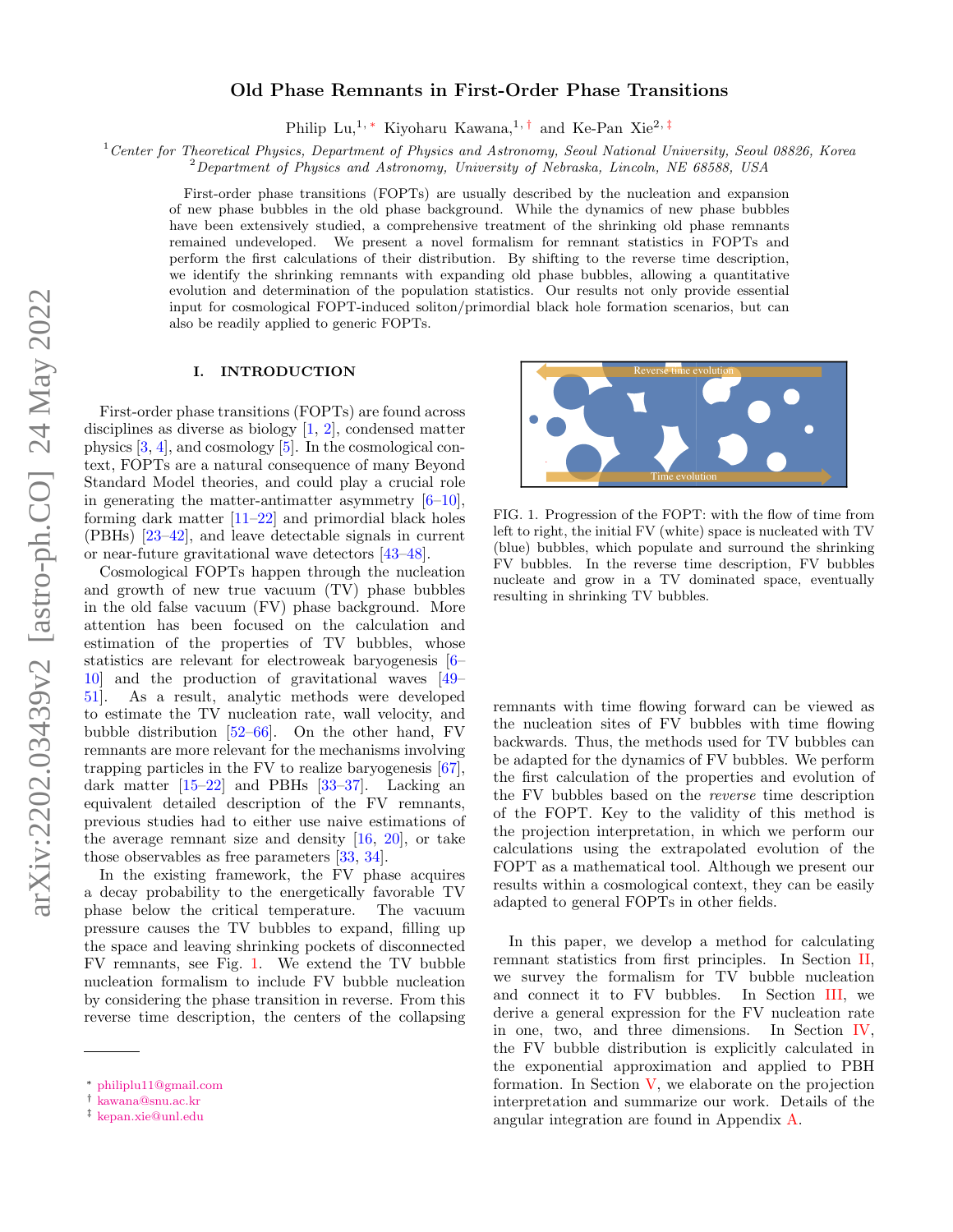# Old Phase Remnants in First-Order Phase Transitions

Philip Lu,[1,*] Kiyoharu Kawana,[1,†] and Ke-Pan Xie[2,‡]

[1] *Center for Theoretical Physics, Department of Physics and Astronomy, Seoul National University, Seoul 08826, Korea*
[2] *Department of Physics and Astronomy, University of Nebraska, Lincoln, NE 68588, USA*

First-order phase transitions (FOPTs) are usually described by the nucleation and expansion of new phase bubbles in the old phase background. While the dynamics of new phase bubbles have been extensively studied, a comprehensive treatment of the shrinking old phase remnants remained undeveloped. We present a novel formalism for remnant statistics in FOPTs and perform the first calculations of their distribution. By shifting to the reverse time description, we identify the shrinking remnants with expanding old phase bubbles, allowing a quantitative evolution and determination of the population statistics. Our results not only provide essential input for cosmological FOPT-induced soliton/primordial black hole formation scenarios, but can also be readily applied to generic FOPTs.

## I. INTRODUCTION

First-order phase transitions (FOPTs) are found across disciplines as diverse as biology [1, 2], condensed matter physics [3, 4], and cosmology [5]. In the cosmological context, FOPTs are a natural consequence of many Beyond Standard Model theories, and could play a crucial role in generating the matter-antimatter asymmetry [6–10], forming dark matter [11–22] and primordial black holes (PBHs) [23–42], and leave detectable signals in current or near-future gravitational wave detectors [43–48].

Cosmological FOPTs happen through the nucleation and growth of new true vacuum (TV) phase bubbles in the old false vacuum (FV) phase background. More attention has been focused on the calculation and estimation of the properties of TV bubbles, whose statistics are relevant for electroweak baryogenesis [6–10] and the production of gravitational waves [49–51]. As a result, analytic methods were developed to estimate the TV nucleation rate, wall velocity, and bubble distribution [52–66]. On the other hand, FV remnants are more relevant for the mechanisms involving trapping particles in the FV to realize baryogenesis [67], dark matter [15–22] and PBHs [33–37]. Lacking an equivalent detailed description of the FV remnants, previous studies had to either use naive estimations of the average remnant size and density [16, 20], or take those observables as free parameters [33, 34].

In the existing framework, the FV phase acquires a decay probability to the energetically favorable TV phase below the critical temperature. The vacuum pressure causes the TV bubbles to expand, filling up the space and leaving shrinking pockets of disconnected FV remnants, see Fig. 1. We extend the TV bubble nucleation formalism to include FV bubble nucleation by considering the phase transition in reverse. From this reverse time description, the centers of the collapsing remnants with time flowing forward can be viewed as the nucleation sites of FV bubbles with time flowing backwards. Thus, the methods used for TV bubbles can be adapted for the dynamics of FV bubbles. We perform the first calculation of the properties and evolution of the FV bubbles based on the *reverse* time description of the FOPT. Key to the validity of this method is the projection interpretation, in which we perform our calculations using the extrapolated evolution of the FOPT as a mathematical tool. Although we present our results within a cosmological context, they can be easily adapted to general FOPTs in other fields.

FIG. 1. Progression of the FOPT: with the flow of time from left to right, the initial FV (white) space is nucleated with TV (blue) bubbles, which populate and surround the shrinking FV bubbles. In the reverse time description, FV bubbles nucleate and grow in a TV dominated space, eventually resulting in shrinking TV bubbles.

In this paper, we develop a method for calculating remnant statistics from first principles. In Section II, we survey the formalism for TV bubble nucleation and connect it to FV bubbles. In Section III, we derive a general expression for the FV nucleation rate in one, two, and three dimensions. In Section IV, the FV bubble distribution is explicitly calculated in the exponential approximation and applied to PBH formation. In Section V, we elaborate on the projection interpretation and summarize our work. Details of the angular integration are found in Appendix A.

* philiplu11@gmail.com
† kawana@snu.ac.kr
‡ kepan.xie@unl.edu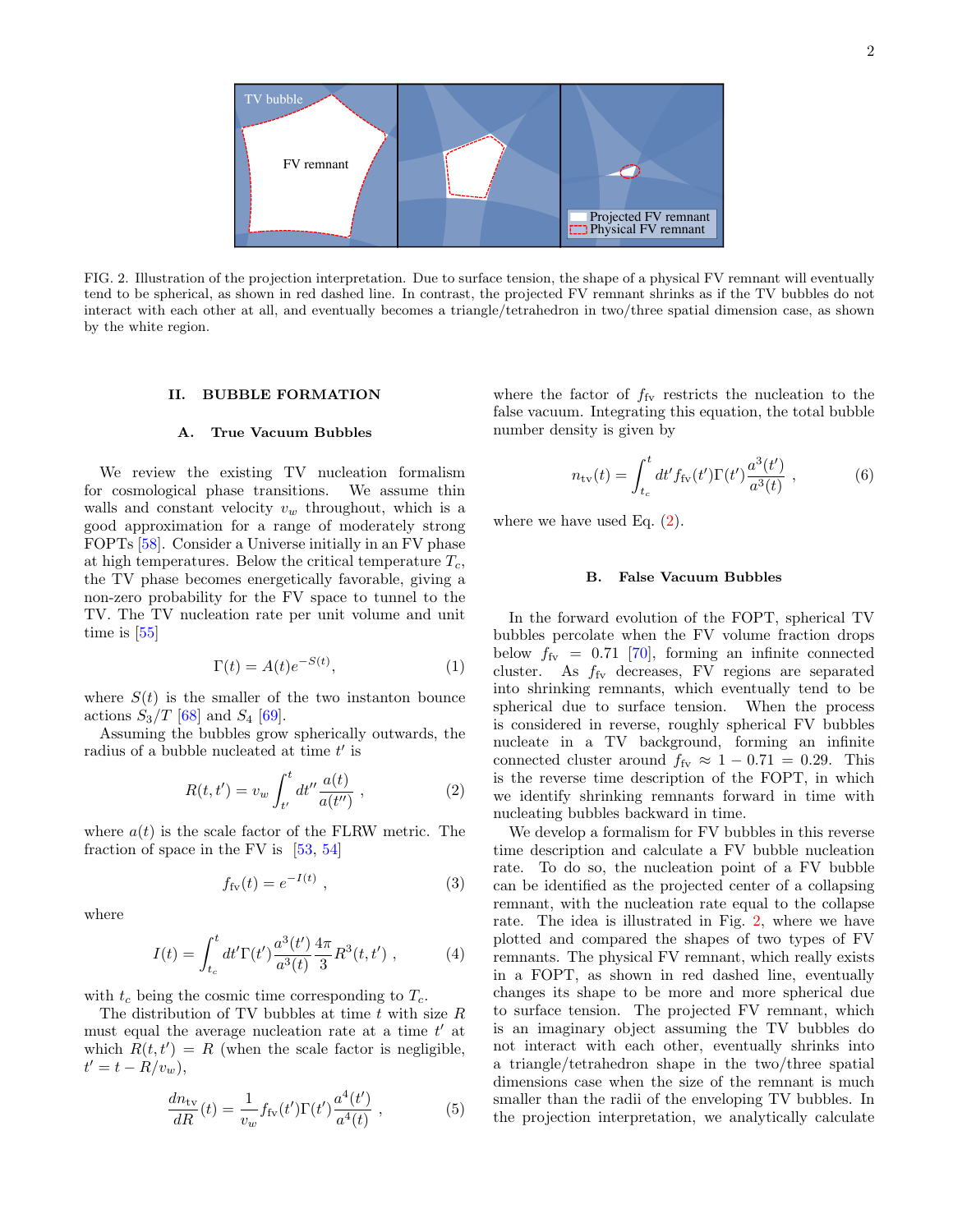FIG. 2. Illustration of the projection interpretation. Due to surface tension, the shape of a physical FV remnant will eventually tend to be spherical, as shown in red dashed line. In contrast, the projected FV remnant shrinks as if the TV bubbles do not interact with each other at all, and eventually becomes a triangle/tetrahedron in two/three spatial dimension case, as shown by the white region.

## II. BUBBLE FORMATION

### A. True Vacuum Bubbles

We review the existing TV nucleation formalism for cosmological phase transitions. We assume thin walls and constant velocity $v_w$ throughout, which is a good approximation for a range of moderately strong FOPTs [58]. Consider a Universe initially in an FV phase at high temperatures. Below the critical temperature $T_c$, the TV phase becomes energetically favorable, giving a non-zero probability for the FV space to tunnel to the TV. The TV nucleation rate per unit volume and unit time is [55]

$$\Gamma(t) = A(t)e^{-S(t)}, \tag{1}$$

where $S(t)$ is the smaller of the two instanton bounce actions $S_3/T$ [68] and $S_4$ [69].

Assuming the bubbles grow spherically outwards, the radius of a bubble nucleated at time $t'$ is

$$R(t,t') = v_w \int_{t'}^{t} dt'' \frac{a(t)}{a(t'')} , \tag{2}$$

where $a(t)$ is the scale factor of the FLRW metric. The fraction of space in the FV is [53, 54]

$$f_{\rm fv}(t) = e^{-I(t)} , \tag{3}$$

where

$$I(t) = \int_{t_c}^{t} dt' \Gamma(t') \frac{a^3(t')}{a^3(t)} \frac{4\pi}{3} R^3(t,t') , \tag{4}$$

with $t_c$ being the cosmic time corresponding to $T_c$.

The distribution of TV bubbles at time $t$ with size $R$ must equal the average nucleation rate at a time $t'$ at which $R(t,t') = R$ (when the scale factor is negligible, $t' = t - R/v_w$),

$$\frac{dn_{\rm tv}}{dR}(t) = \frac{1}{v_w} f_{\rm fv}(t')\Gamma(t') \frac{a^4(t')}{a^4(t)} , \tag{5}$$

where the factor of $f_{\rm fv}$ restricts the nucleation to the false vacuum. Integrating this equation, the total bubble number density is given by

$$n_{\rm tv}(t) = \int_{t_c}^{t} dt' f_{\rm fv}(t')\Gamma(t') \frac{a^3(t')}{a^3(t)} , \tag{6}$$

where we have used Eq. (2).

### B. False Vacuum Bubbles

In the forward evolution of the FOPT, spherical TV bubbles percolate when the FV volume fraction drops below $f_{\rm fv} = 0.71$ [70], forming an infinite connected cluster. As $f_{\rm fv}$ decreases, FV regions are separated into shrinking remnants, which eventually tend to be spherical due to surface tension. When the process is considered in reverse, roughly spherical FV bubbles nucleate in a TV background, forming an infinite connected cluster around $f_{\rm fv} \approx 1 - 0.71 = 0.29$. This is the reverse time description of the FOPT, in which we identify shrinking remnants forward in time with nucleating bubbles backward in time.

We develop a formalism for FV bubbles in this reverse time description and calculate a FV bubble nucleation rate. To do so, the nucleation point of a FV bubble can be identified as the projected center of a collapsing remnant, with the nucleation rate equal to the collapse rate. The idea is illustrated in Fig. 2, where we have plotted and compared the shapes of two types of FV remnants. The physical FV remnant, which really exists in a FOPT, as shown in red dashed line, eventually changes its shape to be more and more spherical due to surface tension. The projected FV remnant, which is an imaginary object assuming the TV bubbles do not interact with each other, eventually shrinks into a triangle/tetrahedron shape in the two/three spatial dimensions case when the size of the remnant is much smaller than the radii of the enveloping TV bubbles. In the projection interpretation, we analytically calculate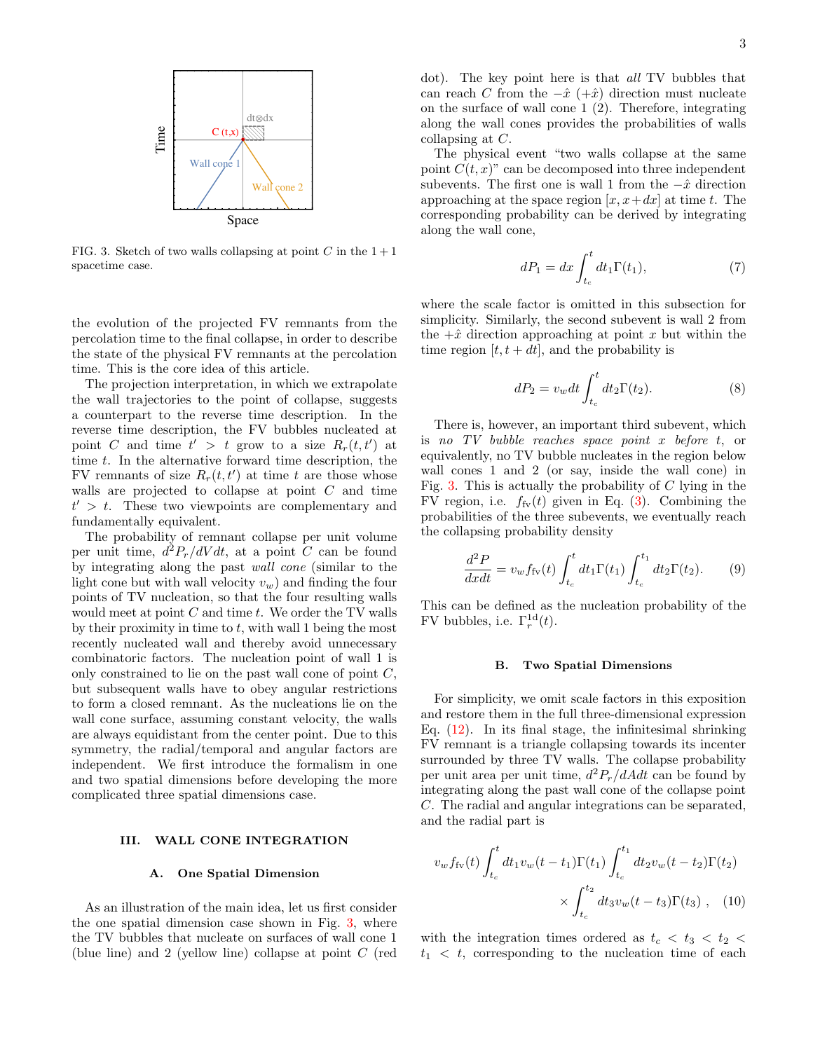FIG. 3. Sketch of two walls collapsing at point $C$ in the $1+1$ spacetime case.

the evolution of the projected FV remnants from the percolation time to the final collapse, in order to describe the state of the physical FV remnants at the percolation time. This is the core idea of this article.

The projection interpretation, in which we extrapolate the wall trajectories to the point of collapse, suggests a counterpart to the reverse time description. In the reverse time description, the FV bubbles nucleated at point $C$ and time $t' > t$ grow to a size $R_r(t, t')$ at time $t$. In the alternative forward time description, the FV remnants of size $R_r(t, t')$ at time $t$ are those whose walls are projected to collapse at point $C$ and time $t' > t$. These two viewpoints are complementary and fundamentally equivalent.

The probability of remnant collapse per unit volume per unit time, $d^2P_r/dVdt$, at a point $C$ can be found by integrating along the past *wall cone* (similar to the light cone but with wall velocity $v_w$) and finding the four points of TV nucleation, so that the four resulting walls would meet at point $C$ and time $t$. We order the TV walls by their proximity in time to $t$, with wall 1 being the most recently nucleated wall and thereby avoid unnecessary combinatoric factors. The nucleation point of wall 1 is only constrained to lie on the past wall cone of point $C$, but subsequent walls have to obey angular restrictions to form a closed remnant. As the nucleations lie on the wall cone surface, assuming constant velocity, the walls are always equidistant from the center point. Due to this symmetry, the radial/temporal and angular factors are independent. We first introduce the formalism in one and two spatial dimensions before developing the more complicated three spatial dimensions case.

## III. WALL CONE INTEGRATION

### A. One Spatial Dimension

As an illustration of the main idea, let us first consider the one spatial dimension case shown in Fig. 3, where the TV bubbles that nucleate on surfaces of wall cone 1 (blue line) and 2 (yellow line) collapse at point $C$ (red dot). The key point here is that *all* TV bubbles that can reach $C$ from the $-\hat{x}$ ($+\hat{x}$) direction must nucleate on the surface of wall cone 1 (2). Therefore, integrating along the wall cones provides the probabilities of walls collapsing at $C$.

The physical event "two walls collapse at the same point $C(t, x)$" can be decomposed into three independent subevents. The first one is wall 1 from the $-\hat{x}$ direction approaching at the space region $[x, x+dx]$ at time $t$. The corresponding probability can be derived by integrating along the wall cone,

$$dP_1 = dx \int_{t_c}^{t} dt_1 \Gamma(t_1), \tag{7}$$

where the scale factor is omitted in this subsection for simplicity. Similarly, the second subevent is wall 2 from the $+\hat{x}$ direction approaching at point $x$ but within the time region $[t, t+dt]$, and the probability is

$$dP_2 = v_w dt \int_{t_c}^{t} dt_2 \Gamma(t_2). \tag{8}$$

There is, however, an important third subevent, which is *no TV bubble reaches space point* $x$ *before* $t$, or equivalently, no TV bubble nucleates in the region below wall cones 1 and 2 (or say, inside the wall cone) in Fig. 3. This is actually the probability of $C$ lying in the FV region, i.e. $f_{\rm fv}(t)$ given in Eq. (3). Combining the probabilities of the three subevents, we eventually reach the collapsing probability density

$$\frac{d^2P}{dxdt} = v_w f_{\rm fv}(t) \int_{t_c}^{t} dt_1 \Gamma(t_1) \int_{t_c}^{t_1} dt_2 \Gamma(t_2). \tag{9}$$

This can be defined as the nucleation probability of the FV bubbles, i.e. $\Gamma_r^{\rm 1d}(t)$.

### B. Two Spatial Dimensions

For simplicity, we omit scale factors in this exposition and restore them in the full three-dimensional expression Eq. (12). In its final stage, the infinitesimal shrinking FV remnant is a triangle collapsing towards its incenter surrounded by three TV walls. The collapse probability per unit area per unit time, $d^2P_r/dAdt$ can be found by integrating along the past wall cone of the collapse point $C$. The radial and angular integrations can be separated, and the radial part is

$$v_w f_{\rm fv}(t) \int_{t_c}^{t} dt_1 v_w(t-t_1)\Gamma(t_1) \int_{t_c}^{t_1} dt_2 v_w(t-t_2)\Gamma(t_2) \times \int_{t_c}^{t_2} dt_3 v_w(t-t_3)\Gamma(t_3)\ , \tag{10}$$

with the integration times ordered as $t_c < t_3 < t_2 < t_1 < t$, corresponding to the nucleation time of each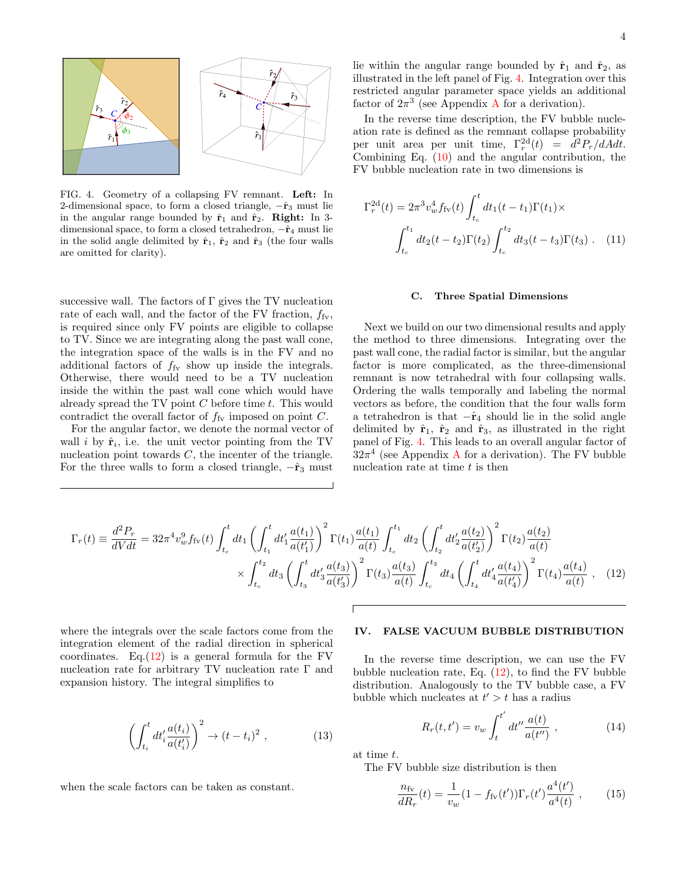FIG. 4. Geometry of a collapsing FV remnant. **Left:** In 2-dimensional space, to form a closed triangle, $-\hat{\mathbf{r}}_3$ must lie in the angular range bounded by $\hat{\mathbf{r}}_1$ and $\hat{\mathbf{r}}_2$. **Right:** In 3-dimensional space, to form a closed tetrahedron, $-\hat{\mathbf{r}}_4$ must lie in the solid angle delimited by $\hat{\mathbf{r}}_1$, $\hat{\mathbf{r}}_2$ and $\hat{\mathbf{r}}_3$ (the four walls are omitted for clarity).

successive wall. The factors of $\Gamma$ gives the TV nucleation rate of each wall, and the factor of the FV fraction, $f_{\rm fv}$, is required since only FV points are eligible to collapse to TV. Since we are integrating along the past wall cone, the integration space of the walls is in the FV and no additional factors of $f_{\rm fv}$ show up inside the integrals. Otherwise, there would need to be a TV nucleation inside the within the past wall cone which would have already spread the TV point $C$ before time $t$. This would contradict the overall factor of $f_{\rm fv}$ imposed on point $C$.

For the angular factor, we denote the normal vector of wall $i$ by $\hat{\mathbf{r}}_i$, i.e. the unit vector pointing from the TV nucleation point towards $C$, the incenter of the triangle. For the three walls to form a closed triangle, $-\hat{\mathbf{r}}_3$ must lie within the angular range bounded by $\hat{\mathbf{r}}_1$ and $\hat{\mathbf{r}}_2$, as illustrated in the left panel of Fig. 4. Integration over this restricted angular parameter space yields an additional factor of $2\pi^3$ (see Appendix A for a derivation).

In the reverse time description, the FV bubble nucleation rate is defined as the remnant collapse probability per unit area per unit time, $\Gamma_r^{\rm 2d}(t) = d^2P_r/dAdt$. Combining Eq. (10) and the angular contribution, the FV bubble nucleation rate in two dimensions is

$$\Gamma_r^{\rm 2d}(t) = 2\pi^3 v_w^4 f_{\rm fv}(t)\int_{t_c}^{t} dt_1 (t-t_1)\Gamma(t_1)\times \int_{t_c}^{t_1} dt_2 (t-t_2)\Gamma(t_2)\int_{t_c}^{t_2} dt_3 (t-t_3)\Gamma(t_3)\ . \quad (11)$$

### C. Three Spatial Dimensions

Next we build on our two dimensional results and apply the method to three dimensions. Integrating over the past wall cone, the radial factor is similar, but the angular factor is more complicated, as the three-dimensional remnant is now tetrahedral with four collapsing walls. Ordering the walls temporally and labeling the normal vectors as before, the condition that the four walls form a tetrahedron is that $-\hat{\mathbf{r}}_4$ should lie in the solid angle delimited by $\hat{\mathbf{r}}_1$, $\hat{\mathbf{r}}_2$ and $\hat{\mathbf{r}}_3$, as illustrated in the right panel of Fig. 4. This leads to an overall angular factor of $32\pi^4$ (see Appendix A for a derivation). The FV bubble nucleation rate at time $t$ is then

$$\Gamma_r(t) \equiv \frac{d^2P_r}{dVdt} = 32\pi^4 v_w^9 f_{\rm fv}(t)\int_{t_c}^{t} dt_1 \left(\int_{t_1}^{t} dt_1' \frac{a(t_1)}{a(t_1')}\right)^2 \Gamma(t_1)\frac{a(t_1)}{a(t)}\int_{t_c}^{t_1} dt_2 \left(\int_{t_2}^{t} dt_2' \frac{a(t_2)}{a(t_2')}\right)^2 \Gamma(t_2)\frac{a(t_2)}{a(t)}$$
$$\times \int_{t_c}^{t_2} dt_3 \left(\int_{t_3}^{t} dt_3' \frac{a(t_3)}{a(t_3')}\right)^2 \Gamma(t_3)\frac{a(t_3)}{a(t)}\int_{t_c}^{t_3} dt_4 \left(\int_{t_4}^{t} dt_4' \frac{a(t_4)}{a(t_4')}\right)^2 \Gamma(t_4)\frac{a(t_4)}{a(t)}\ , \quad (12)$$

where the integrals over the scale factors come from the integration element of the radial direction in spherical coordinates. Eq.(12) is a general formula for the FV nucleation rate for arbitrary TV nucleation rate $\Gamma$ and expansion history. The integral simplifies to

$$\left(\int_{t_i}^{t} dt_i' \frac{a(t_i)}{a(t_i')}\right)^2 \to (t-t_i)^2\ , \quad (13)$$

when the scale factors can be taken as constant.

## IV. FALSE VACUUM BUBBLE DISTRIBUTION

In the reverse time description, we can use the FV bubble nucleation rate, Eq. (12), to find the FV bubble distribution. Analogously to the TV bubble case, a FV bubble which nucleates at $t' > t$ has a radius

$$R_r(t,t') = v_w \int_t^{t'} dt'' \frac{a(t)}{a(t'')}\ , \quad (14)$$

at time $t$.

The FV bubble size distribution is then

$$\frac{n_{\rm fv}}{dR_r}(t) = \frac{1}{v_w}(1-f_{\rm fv}(t'))\Gamma_r(t')\frac{a^4(t')}{a^4(t)}\ , \quad (15)$$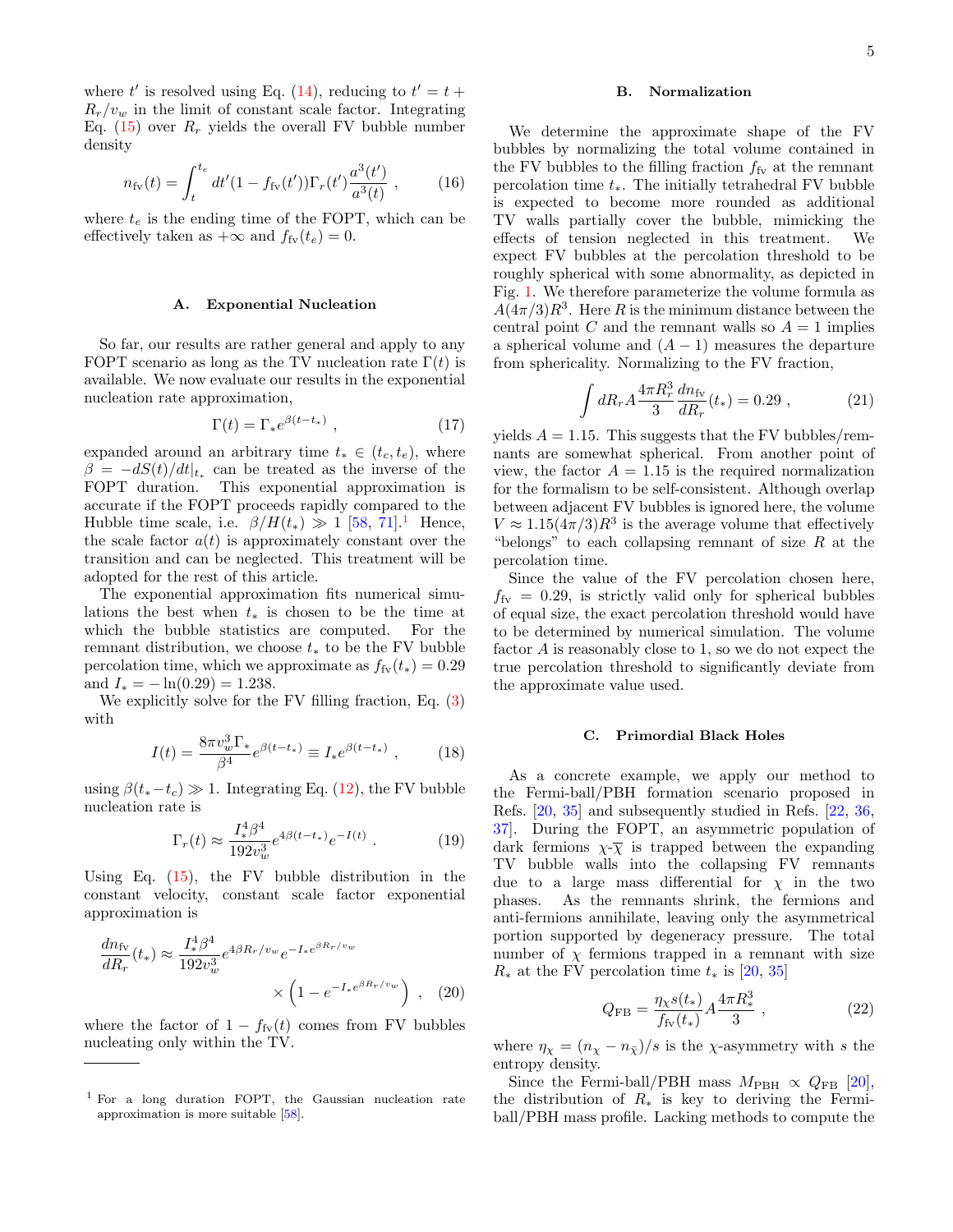where $t'$ is resolved using Eq. (14), reducing to $t' = t + R_r/v_w$ in the limit of constant scale factor. Integrating Eq. (15) over $R_r$ yields the overall FV bubble number density

$$n_{\rm fv}(t) = \int_t^{t_e} dt' (1 - f_{\rm fv}(t'))\Gamma_r(t') \frac{a^3(t')}{a^3(t)} \ , \tag{16}$$

where $t_e$ is the ending time of the FOPT, which can be effectively taken as $+\infty$ and $f_{\rm fv}(t_e) = 0$.

### A. Exponential Nucleation

So far, our results are rather general and apply to any FOPT scenario as long as the TV nucleation rate $\Gamma(t)$ is available. We now evaluate our results in the exponential nucleation rate approximation,

$$\Gamma(t) = \Gamma_* e^{\beta(t-t_*)} \ , \tag{17}$$

expanded around an arbitrary time $t_* \in (t_c, t_e)$, where $\beta = -dS(t)/dt|_{t_*}$ can be treated as the inverse of the FOPT duration. This exponential approximation is accurate if the FOPT proceeds rapidly compared to the Hubble time scale, i.e. $\beta/H(t_*) \gg 1$ [58, 71].[1] Hence, the scale factor $a(t)$ is approximately constant over the transition and can be neglected. This treatment will be adopted for the rest of this article.

The exponential approximation fits numerical simulations the best when $t_*$ is chosen to be the time at which the bubble statistics are computed. For the remnant distribution, we choose $t_*$ to be the FV bubble percolation time, which we approximate as $f_{\rm fv}(t_*) = 0.29$ and $I_* = -\ln(0.29) = 1.238$.

We explicitly solve for the FV filling fraction, Eq. (3) with

$$I(t) = \frac{8\pi v_w^3 \Gamma_*}{\beta^4} e^{\beta(t-t_*)} \equiv I_* e^{\beta(t-t_*)} \ , \tag{18}$$

using $\beta(t_* - t_c) \gg 1$. Integrating Eq. (12), the FV bubble nucleation rate is

$$\Gamma_r(t) \approx \frac{I_*^4 \beta^4}{192 v_w^3} e^{4\beta(t-t_*)} e^{-I(t)} \ . \tag{19}$$

Using Eq. (15), the FV bubble distribution in the constant velocity, constant scale factor exponential approximation is

$$\frac{dn_{\rm fv}}{dR_r}(t_*) \approx \frac{I_*^4 \beta^4}{192 v_w^3} e^{4\beta R_r/v_w} e^{-I_* e^{\beta R_r/v_w}} \times \left(1 - e^{-I_* e^{\beta R_r/v_w}}\right) \ , \tag{20}$$

where the factor of $1 - f_{\rm fv}(t)$ comes from FV bubbles nucleating only within the TV.

[1] For a long duration FOPT, the Gaussian nucleation rate approximation is more suitable [58].

### B. Normalization

We determine the approximate shape of the FV bubbles by normalizing the total volume contained in the FV bubbles to the filling fraction $f_{\rm fv}$ at the remnant percolation time $t_*$. The initially tetrahedral FV bubble is expected to become more rounded as additional TV walls partially cover the bubble, mimicking the effects of tension neglected in this treatment. We expect FV bubbles at the percolation threshold to be roughly spherical with some abnormality, as depicted in Fig. 1. We therefore parameterize the volume formula as $A(4\pi/3)R^3$. Here $R$ is the minimum distance between the central point $C$ and the remnant walls so $A = 1$ implies a spherical volume and $(A-1)$ measures the departure from sphericality. Normalizing to the FV fraction,

$$\int dR_r A \frac{4\pi R_r^3}{3} \frac{dn_{\rm fv}}{dR_r}(t_*) = 0.29 \ , \tag{21}$$

yields $A = 1.15$. This suggests that the FV bubbles/remnants are somewhat spherical. From another point of view, the factor $A = 1.15$ is the required normalization for the formalism to be self-consistent. Although overlap between adjacent FV bubbles is ignored here, the volume $V \approx 1.15(4\pi/3)R^3$ is the average volume that effectively "belongs" to each collapsing remnant of size $R$ at the percolation time.

Since the value of the FV percolation chosen here, $f_{\rm fv} = 0.29$, is strictly valid only for spherical bubbles of equal size, the exact percolation threshold would have to be determined by numerical simulation. The volume factor $A$ is reasonably close to 1, so we do not expect the true percolation threshold to significantly deviate from the approximate value used.

### C. Primordial Black Holes

As a concrete example, we apply our method to the Fermi-ball/PBH formation scenario proposed in Refs. [20, 35] and subsequently studied in Refs. [22, 36, 37]. During the FOPT, an asymmetric population of dark fermions $\chi$-$\bar{\chi}$ is trapped between the expanding TV bubble walls into the collapsing FV remnants due to a large mass differential for $\chi$ in the two phases. As the remnants shrink, the fermions and anti-fermions annihilate, leaving only the asymmetrical portion supported by degeneracy pressure. The total number of $\chi$ fermions trapped in a remnant with size $R_*$ at the FV percolation time $t_*$ is [20, 35]

$$Q_{\rm FB} = \frac{\eta_\chi s(t_*)}{f_{\rm fv}(t_*)} A \frac{4\pi R_*^3}{3} \ , \tag{22}$$

where $\eta_\chi = (n_\chi - n_{\bar{\chi}})/s$ is the $\chi$-asymmetry with $s$ the entropy density.

Since the Fermi-ball/PBH mass $M_{\rm PBH} \propto Q_{\rm FB}$ [20], the distribution of $R_*$ is key to deriving the Fermi-ball/PBH mass profile. Lacking methods to compute the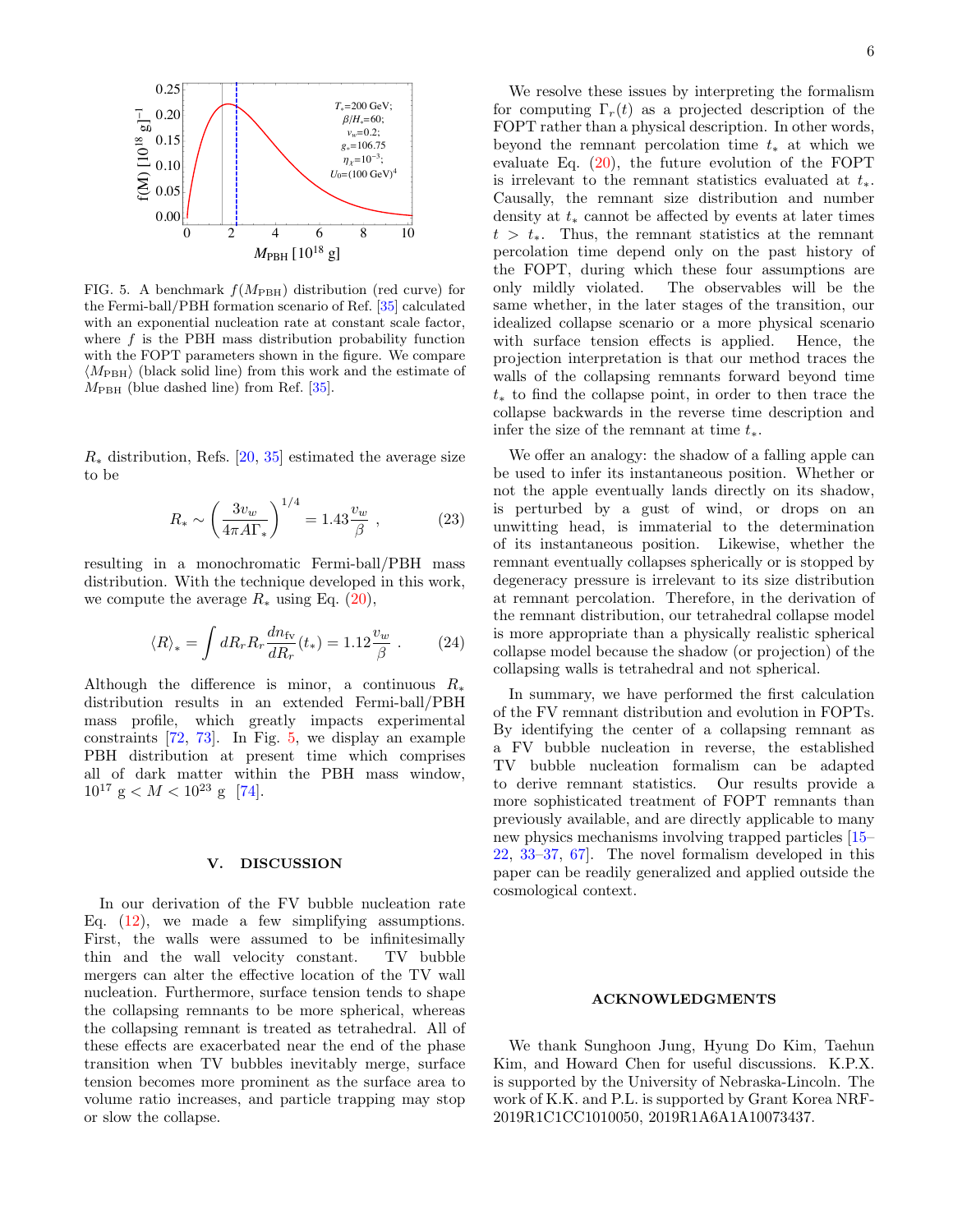FIG. 5. A benchmark $f(M_{\rm PBH})$ distribution (red curve) for the Fermi-ball/PBH formation scenario of Ref. [35] calculated with an exponential nucleation rate at constant scale factor, where $f$ is the PBH mass distribution probability function with the FOPT parameters shown in the figure. We compare $\langle M_{\rm PBH}\rangle$ (black solid line) from this work and the estimate of $M_{\rm PBH}$ (blue dashed line) from Ref. [35].

$R_*$ distribution, Refs. [20, 35] estimated the average size to be

$$R_* \sim \left(\frac{3v_w}{4\pi A\Gamma_*}\right)^{1/4} = 1.43\frac{v_w}{\beta}\ , \tag{23}$$

resulting in a monochromatic Fermi-ball/PBH mass distribution. With the technique developed in this work, we compute the average $R_*$ using Eq. (20),

$$\langle R\rangle_* = \int dR_r R_r \frac{dn_{\rm fv}}{dR_r}(t_*) = 1.12\frac{v_w}{\beta}\ . \tag{24}$$

Although the difference is minor, a continuous $R_*$ distribution results in an extended Fermi-ball/PBH mass profile, which greatly impacts experimental constraints [72, 73]. In Fig. 5, we display an example PBH distribution at present time which comprises all of dark matter within the PBH mass window, $10^{17}\ {\rm g} < M < 10^{23}\ {\rm g}$ [74].

## V. DISCUSSION

In our derivation of the FV bubble nucleation rate Eq. (12), we made a few simplifying assumptions. First, the walls were assumed to be infinitesimally thin and the wall velocity constant. TV bubble mergers can alter the effective location of the TV wall nucleation. Furthermore, surface tension tends to shape the collapsing remnants to be more spherical, whereas the collapsing remnant is treated as tetrahedral. All of these effects are exacerbated near the end of the phase transition when TV bubbles inevitably merge, surface tension becomes more prominent as the surface area to volume ratio increases, and particle trapping may stop or slow the collapse.

We resolve these issues by interpreting the formalism for computing $\Gamma_r(t)$ as a projected description of the FOPT rather than a physical description. In other words, beyond the remnant percolation time $t_*$ at which we evaluate Eq. (20), the future evolution of the FOPT is irrelevant to the remnant statistics evaluated at $t_*$. Causally, the remnant size distribution and number density at $t_*$ cannot be affected by events at later times $t > t_*$. Thus, the remnant statistics at the remnant percolation time depend only on the past history of the FOPT, during which these four assumptions are only mildly violated. The observables will be the same whether, in the later stages of the transition, our idealized collapse scenario or a more physical scenario with surface tension effects is applied. Hence, the projection interpretation is that our method traces the walls of the collapsing remnants forward beyond time $t_*$ to find the collapse point, in order to then trace the collapse backwards in the reverse time description and infer the size of the remnant at time $t_*$.

We offer an analogy: the shadow of a falling apple can be used to infer its instantaneous position. Whether or not the apple eventually lands directly on its shadow, is perturbed by a gust of wind, or drops on an unwitting head, is immaterial to the determination of its instantaneous position. Likewise, whether the remnant eventually collapses spherically or is stopped by degeneracy pressure is irrelevant to its size distribution at remnant percolation. Therefore, in the derivation of the remnant distribution, our tetrahedral collapse model is more appropriate than a physically realistic spherical collapse model because the shadow (or projection) of the collapsing walls is tetrahedral and not spherical.

In summary, we have performed the first calculation of the FV remnant distribution and evolution in FOPTs. By identifying the center of a collapsing remnant as a FV bubble nucleation in reverse, the established TV bubble nucleation formalism can be adapted to derive remnant statistics. Our results provide a more sophisticated treatment of FOPT remnants than previously available, and are directly applicable to many new physics mechanisms involving trapped particles [15–22, 33–37, 67]. The novel formalism developed in this paper can be readily generalized and applied outside the cosmological context.

## ACKNOWLEDGMENTS

We thank Sunghoon Jung, Hyung Do Kim, Taehun Kim, and Howard Chen for useful discussions. K.P.X. is supported by the University of Nebraska-Lincoln. The work of K.K. and P.L. is supported by Grant Korea NRF-2019R1C1CC1010050, 2019R1A6A1A10073437.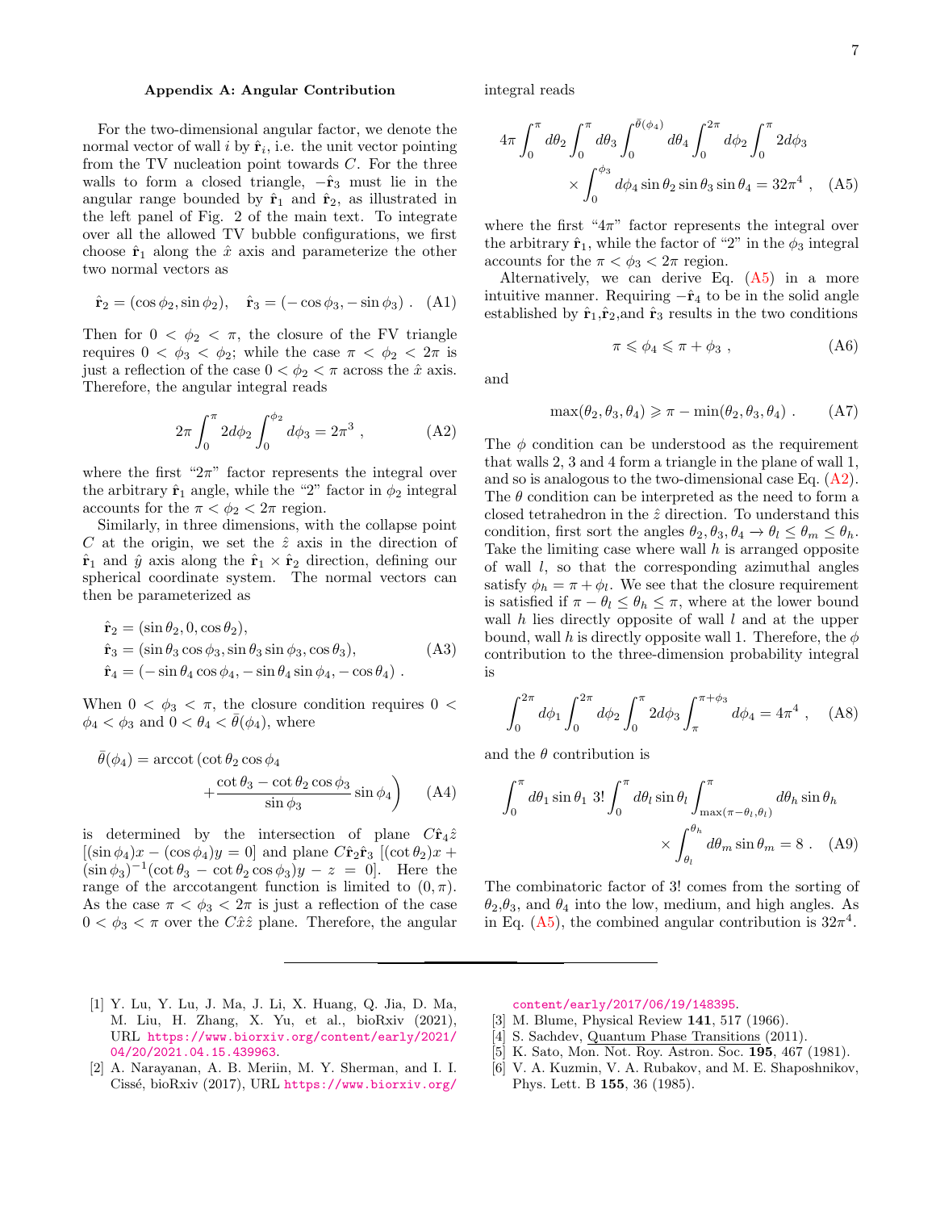### Appendix A: Angular Contribution

For the two-dimensional angular factor, we denote the normal vector of wall $i$ by $\hat{\mathbf{r}}_i$, i.e. the unit vector pointing from the TV nucleation point towards $C$. For the three walls to form a closed triangle, $-\hat{\mathbf{r}}_3$ must lie in the angular range bounded by $\hat{\mathbf{r}}_1$ and $\hat{\mathbf{r}}_2$, as illustrated in the left panel of Fig. 2 of the main text. To integrate over all the allowed TV bubble configurations, we first choose $\hat{\mathbf{r}}_1$ along the $\hat{x}$ axis and parameterize the other two normal vectors as

$$\hat{\mathbf{r}}_2 = (\cos\phi_2, \sin\phi_2), \quad \hat{\mathbf{r}}_3 = (-\cos\phi_3, -\sin\phi_3) \ . \tag{A1}$$

Then for $0 < \phi_2 < \pi$, the closure of the FV triangle requires $0 < \phi_3 < \phi_2$; while the case $\pi < \phi_2 < 2\pi$ is just a reflection of the case $0 < \phi_2 < \pi$ across the $\hat{x}$ axis. Therefore, the angular integral reads

$$2\pi \int_0^\pi 2d\phi_2 \int_0^{\phi_2} d\phi_3 = 2\pi^3 \ , \tag{A2}$$

where the first "$2\pi$" factor represents the integral over the arbitrary $\hat{\mathbf{r}}_1$ angle, while the "2" factor in $\phi_2$ integral accounts for the $\pi < \phi_2 < 2\pi$ region.

Similarly, in three dimensions, with the collapse point $C$ at the origin, we set the $\hat{z}$ axis in the direction of $\hat{\mathbf{r}}_1$ and $\hat{y}$ axis along the $\hat{\mathbf{r}}_1 \times \hat{\mathbf{r}}_2$ direction, defining our spherical coordinate system. The normal vectors can then be parameterized as

$$\begin{aligned}
&\hat{\mathbf{r}}_2 = (\sin\theta_2, 0, \cos\theta_2), \\
&\hat{\mathbf{r}}_3 = (\sin\theta_3\cos\phi_3, \sin\theta_3\sin\phi_3, \cos\theta_3), \\
&\hat{\mathbf{r}}_4 = (-\sin\theta_4\cos\phi_4, -\sin\theta_4\sin\phi_4, -\cos\theta_4) \ .
\end{aligned} \tag{A3}$$

When $0 < \phi_3 < \pi$, the closure condition requires $0 < \phi_4 < \phi_3$ and $0 < \theta_4 < \bar{\theta}(\phi_4)$, where

$$\bar{\theta}(\phi_4) = \operatorname{arccot}\left(\cot\theta_2\cos\phi_4 + \frac{\cot\theta_3 - \cot\theta_2\cos\phi_3}{\sin\phi_3}\sin\phi_4\right) \tag{A4}$$

is determined by the intersection of plane $C\hat{\mathbf{r}}_4\hat{z}$ $[(\sin\phi_4)x - (\cos\phi_4)y = 0]$ and plane $C\hat{\mathbf{r}}_2\hat{\mathbf{r}}_3$ $[(\cot\theta_2)x + (\sin\phi_3)^{-1}(\cot\theta_3 - \cot\theta_2\cos\phi_3)y - z = 0]$. Here the range of the arccotangent function is limited to $(0, \pi)$. As the case $\pi < \phi_3 < 2\pi$ is just a reflection of the case $0 < \phi_3 < \pi$ over the $C\hat{x}\hat{z}$ plane. Therefore, the angular integral reads

$$4\pi \int_0^\pi d\theta_2 \int_0^\pi d\theta_3 \int_0^{\bar{\theta}(\phi_4)} d\theta_4 \int_0^{2\pi} d\phi_2 \int_0^\pi 2d\phi_3 \times \int_0^{\phi_3} d\phi_4 \sin\theta_2\sin\theta_3\sin\theta_4 = 32\pi^4 \ , \tag{A5}$$

where the first "$4\pi$" factor represents the integral over the arbitrary $\hat{\mathbf{r}}_1$, while the factor of "2" in the $\phi_3$ integral accounts for the $\pi < \phi_3 < 2\pi$ region.

Alternatively, we can derive Eq. (A5) in a more intuitive manner. Requiring $-\hat{\mathbf{r}}_4$ to be in the solid angle established by $\hat{\mathbf{r}}_1$,$\hat{\mathbf{r}}_2$,and $\hat{\mathbf{r}}_3$ results in the two conditions

$$\pi \leqslant \phi_4 \leqslant \pi + \phi_3 \ , \tag{A6}$$

and

$$\max(\theta_2, \theta_3, \theta_4) \geqslant \pi - \min(\theta_2, \theta_3, \theta_4) \ . \tag{A7}$$

The $\phi$ condition can be understood as the requirement that walls 2, 3 and 4 form a triangle in the plane of wall 1, and so is analogous to the two-dimensional case Eq. (A2). The $\theta$ condition can be interpreted as the need to form a closed tetrahedron in the $\hat{z}$ direction. To understand this condition, first sort the angles $\theta_2, \theta_3, \theta_4 \to \theta_l \leq \theta_m \leq \theta_h$. Take the limiting case where wall $h$ is arranged opposite of wall $l$, so that the corresponding azimuthal angles satisfy $\phi_h = \pi + \phi_l$. We see that the closure requirement is satisfied if $\pi - \theta_l \leq \theta_h \leq \pi$, where at the lower bound wall $h$ lies directly opposite of wall $l$ and at the upper bound, wall $h$ is directly opposite wall 1. Therefore, the $\phi$ contribution to the three-dimension probability integral is

$$\int_0^{2\pi} d\phi_1 \int_0^{2\pi} d\phi_2 \int_0^\pi 2d\phi_3 \int_\pi^{\pi+\phi_3} d\phi_4 = 4\pi^4 \ , \tag{A8}$$

and the $\theta$ contribution is

$$\int_0^\pi d\theta_1 \sin\theta_1 \ 3! \int_0^\pi d\theta_l \sin\theta_l \int_{\max(\pi-\theta_l,\theta_l)}^\pi d\theta_h \sin\theta_h \times \int_{\theta_l}^{\theta_h} d\theta_m \sin\theta_m = 8 \ . \tag{A9}$$

The combinatoric factor of 3! comes from the sorting of $\theta_2$,$\theta_3$, and $\theta_4$ into the low, medium, and high angles. As in Eq. (A5), the combined angular contribution is $32\pi^4$.

---

[1] Y. Lu, Y. Lu, J. Ma, J. Li, X. Huang, Q. Jia, D. Ma, M. Liu, H. Zhang, X. Yu, et al., bioRxiv (2021), URL https://www.biorxiv.org/content/early/2021/04/20/2021.04.15.439963.

[2] A. Narayanan, A. B. Meriin, M. Y. Sherman, and I. I. Cissé, bioRxiv (2017), URL https://www.biorxiv.org/content/early/2017/06/19/148395.

[3] M. Blume, Physical Review **141**, 517 (1966).

[4] S. Sachdev, Quantum Phase Transitions (2011).

[5] K. Sato, Mon. Not. Roy. Astron. Soc. **195**, 467 (1981).

[6] V. A. Kuzmin, V. A. Rubakov, and M. E. Shaposhnikov, Phys. Lett. B **155**, 36 (1985).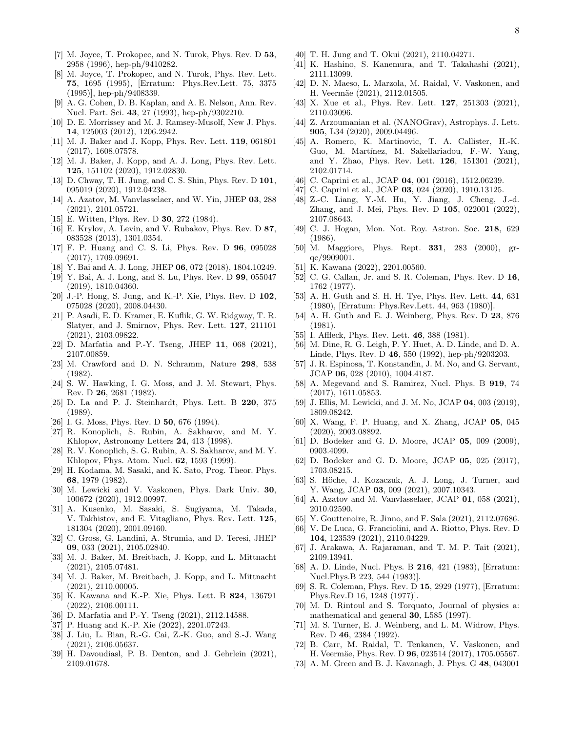[7] M. Joyce, T. Prokopec, and N. Turok, Phys. Rev. D **53**, 2958 (1996), hep-ph/9410282.

[8] M. Joyce, T. Prokopec, and N. Turok, Phys. Rev. Lett. **75**, 1695 (1995), [Erratum: Phys.Rev.Lett. 75, 3375 (1995)], hep-ph/9408339.

[9] A. G. Cohen, D. B. Kaplan, and A. E. Nelson, Ann. Rev. Nucl. Part. Sci. **43**, 27 (1993), hep-ph/9302210.

[10] D. E. Morrissey and M. J. Ramsey-Musolf, New J. Phys. **14**, 125003 (2012), 1206.2942.

[11] M. J. Baker and J. Kopp, Phys. Rev. Lett. **119**, 061801 (2017), 1608.07578.

[12] M. J. Baker, J. Kopp, and A. J. Long, Phys. Rev. Lett. **125**, 151102 (2020), 1912.02830.

[13] D. Chway, T. H. Jung, and C. S. Shin, Phys. Rev. D **101**, 095019 (2020), 1912.04238.

[14] A. Azatov, M. Vanvlasselaer, and W. Yin, JHEP **03**, 288 (2021), 2101.05721.

[15] E. Witten, Phys. Rev. D **30**, 272 (1984).

[16] E. Krylov, A. Levin, and V. Rubakov, Phys. Rev. D **87**, 083528 (2013), 1301.0354.

[17] F. P. Huang and C. S. Li, Phys. Rev. D **96**, 095028 (2017), 1709.09691.

[18] Y. Bai and A. J. Long, JHEP **06**, 072 (2018), 1804.10249.

[19] Y. Bai, A. J. Long, and S. Lu, Phys. Rev. D **99**, 055047 (2019), 1810.04360.

[20] J.-P. Hong, S. Jung, and K.-P. Xie, Phys. Rev. D **102**, 075028 (2020), 2008.04430.

[21] P. Asadi, E. D. Kramer, E. Kuflik, G. W. Ridgway, T. R. Slatyer, and J. Smirnov, Phys. Rev. Lett. **127**, 211101 (2021), 2103.09822.

[22] D. Marfatia and P.-Y. Tseng, JHEP **11**, 068 (2021), 2107.00859.

[23] M. Crawford and D. N. Schramm, Nature **298**, 538 (1982).

[24] S. W. Hawking, I. G. Moss, and J. M. Stewart, Phys. Rev. D **26**, 2681 (1982).

[25] D. La and P. J. Steinhardt, Phys. Lett. B **220**, 375 (1989).

[26] I. G. Moss, Phys. Rev. D **50**, 676 (1994).

[27] R. Konoplich, S. Rubin, A. Sakharov, and M. Y. Khlopov, Astronomy Letters **24**, 413 (1998).

[28] R. V. Konoplich, S. G. Rubin, A. S. Sakharov, and M. Y. Khlopov, Phys. Atom. Nucl. **62**, 1593 (1999).

[29] H. Kodama, M. Sasaki, and K. Sato, Prog. Theor. Phys. **68**, 1979 (1982).

[30] M. Lewicki and V. Vaskonen, Phys. Dark Univ. **30**, 100672 (2020), 1912.00997.

[31] A. Kusenko, M. Sasaki, S. Sugiyama, M. Takada, V. Takhistov, and E. Vitagliano, Phys. Rev. Lett. **125**, 181304 (2020), 2001.09160.

[32] C. Gross, G. Landini, A. Strumia, and D. Teresi, JHEP **09**, 033 (2021), 2105.02840.

[33] M. J. Baker, M. Breitbach, J. Kopp, and L. Mittnacht (2021), 2105.07481.

[34] M. J. Baker, M. Breitbach, J. Kopp, and L. Mittnacht (2021), 2110.00005.

[35] K. Kawana and K.-P. Xie, Phys. Lett. B **824**, 136791 (2022), 2106.00111.

[36] D. Marfatia and P.-Y. Tseng (2021), 2112.14588.

[37] P. Huang and K.-P. Xie (2022), 2201.07243.

[38] J. Liu, L. Bian, R.-G. Cai, Z.-K. Guo, and S.-J. Wang (2021), 2106.05637.

[39] H. Davoudiasl, P. B. Denton, and J. Gehrlein (2021), 2109.01678.

[40] T. H. Jung and T. Okui (2021), 2110.04271.

[41] K. Hashino, S. Kanemura, and T. Takahashi (2021), 2111.13099.

[42] D. N. Maeso, L. Marzola, M. Raidal, V. Vaskonen, and H. Veermäe (2021), 2112.01505.

[43] X. Xue et al., Phys. Rev. Lett. **127**, 251303 (2021), 2110.03096.

[44] Z. Arzoumanian et al. (NANOGrav), Astrophys. J. Lett. **905**, L34 (2020), 2009.04496.

[45] A. Romero, K. Martinovic, T. A. Callister, H.-K. Guo, M. Martínez, M. Sakellariadou, F.-W. Yang, and Y. Zhao, Phys. Rev. Lett. **126**, 151301 (2021), 2102.01714.

[46] C. Caprini et al., JCAP **04**, 001 (2016), 1512.06239.

[47] C. Caprini et al., JCAP **03**, 024 (2020), 1910.13125.

[48] Z.-C. Liang, Y.-M. Hu, Y. Jiang, J. Cheng, J.-d. Zhang, and J. Mei, Phys. Rev. D **105**, 022001 (2022), 2107.08643.

[49] C. J. Hogan, Mon. Not. Roy. Astron. Soc. **218**, 629 (1986).

[50] M. Maggiore, Phys. Rept. **331**, 283 (2000), gr-qc/9909001.

[51] K. Kawana (2022), 2201.00560.

[52] C. G. Callan, Jr. and S. R. Coleman, Phys. Rev. D **16**, 1762 (1977).

[53] A. H. Guth and S. H. H. Tye, Phys. Rev. Lett. **44**, 631 (1980), [Erratum: Phys.Rev.Lett. 44, 963 (1980)].

[54] A. H. Guth and E. J. Weinberg, Phys. Rev. D **23**, 876 (1981).

[55] I. Affleck, Phys. Rev. Lett. **46**, 388 (1981).

[56] M. Dine, R. G. Leigh, P. Y. Huet, A. D. Linde, and D. A. Linde, Phys. Rev. D **46**, 550 (1992), hep-ph/9203203.

[57] J. R. Espinosa, T. Konstandin, J. M. No, and G. Servant, JCAP **06**, 028 (2010), 1004.4187.

[58] A. Megevand and S. Ramirez, Nucl. Phys. B **919**, 74 (2017), 1611.05853.

[59] J. Ellis, M. Lewicki, and J. M. No, JCAP **04**, 003 (2019), 1809.08242.

[60] X. Wang, F. P. Huang, and X. Zhang, JCAP **05**, 045 (2020), 2003.08892.

[61] D. Bodeker and G. D. Moore, JCAP **05**, 009 (2009), 0903.4099.

[62] D. Bodeker and G. D. Moore, JCAP **05**, 025 (2017), 1703.08215.

[63] S. Höche, J. Kozaczuk, A. J. Long, J. Turner, and Y. Wang, JCAP **03**, 009 (2021), 2007.10343.

[64] A. Azatov and M. Vanvlasselaer, JCAP **01**, 058 (2021), 2010.02590.

[65] Y. Gouttenoire, R. Jinno, and F. Sala (2021), 2112.07686.

[66] V. De Luca, G. Franciolini, and A. Riotto, Phys. Rev. D **104**, 123539 (2021), 2110.04229.

[67] J. Arakawa, A. Rajaraman, and T. M. P. Tait (2021), 2109.13941.

[68] A. D. Linde, Nucl. Phys. B **216**, 421 (1983), [Erratum: Nucl.Phys.B 223, 544 (1983)].

[69] S. R. Coleman, Phys. Rev. D **15**, 2929 (1977), [Erratum: Phys.Rev.D 16, 1248 (1977)].

[70] M. D. Rintoul and S. Torquato, Journal of physics a: mathematical and general **30**, L585 (1997).

[71] M. S. Turner, E. J. Weinberg, and L. M. Widrow, Phys. Rev. D **46**, 2384 (1992).

[72] B. Carr, M. Raidal, T. Tenkanen, V. Vaskonen, and H. Veermäe, Phys. Rev. D **96**, 023514 (2017), 1705.05567.

[73] A. M. Green and B. J. Kavanagh, J. Phys. G **48**, 043001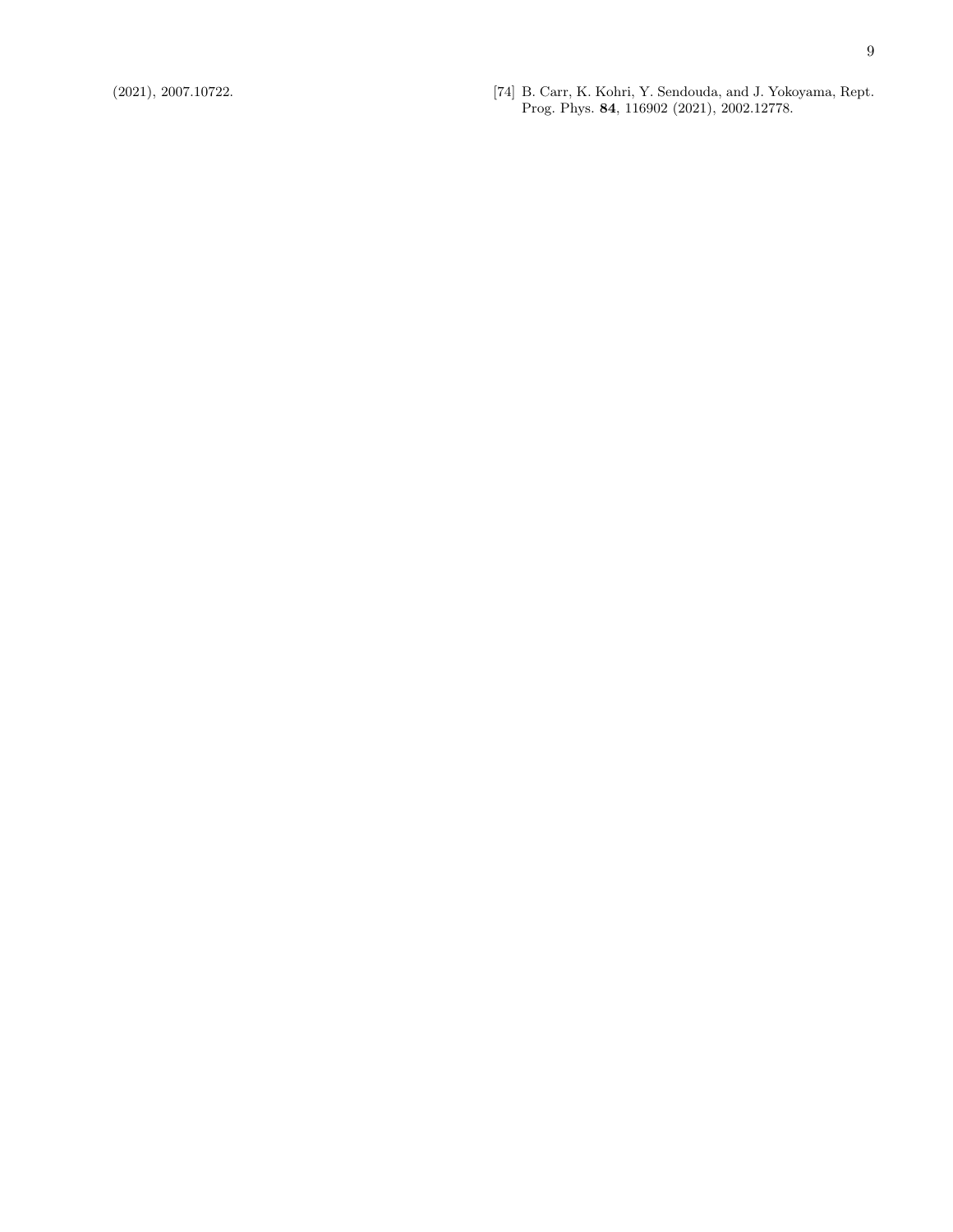(2021), 2007.10722.

[74] B. Carr, K. Kohri, Y. Sendouda, and J. Yokoyama, Rept. Prog. Phys. **84**, 116902 (2021), 2002.12778.